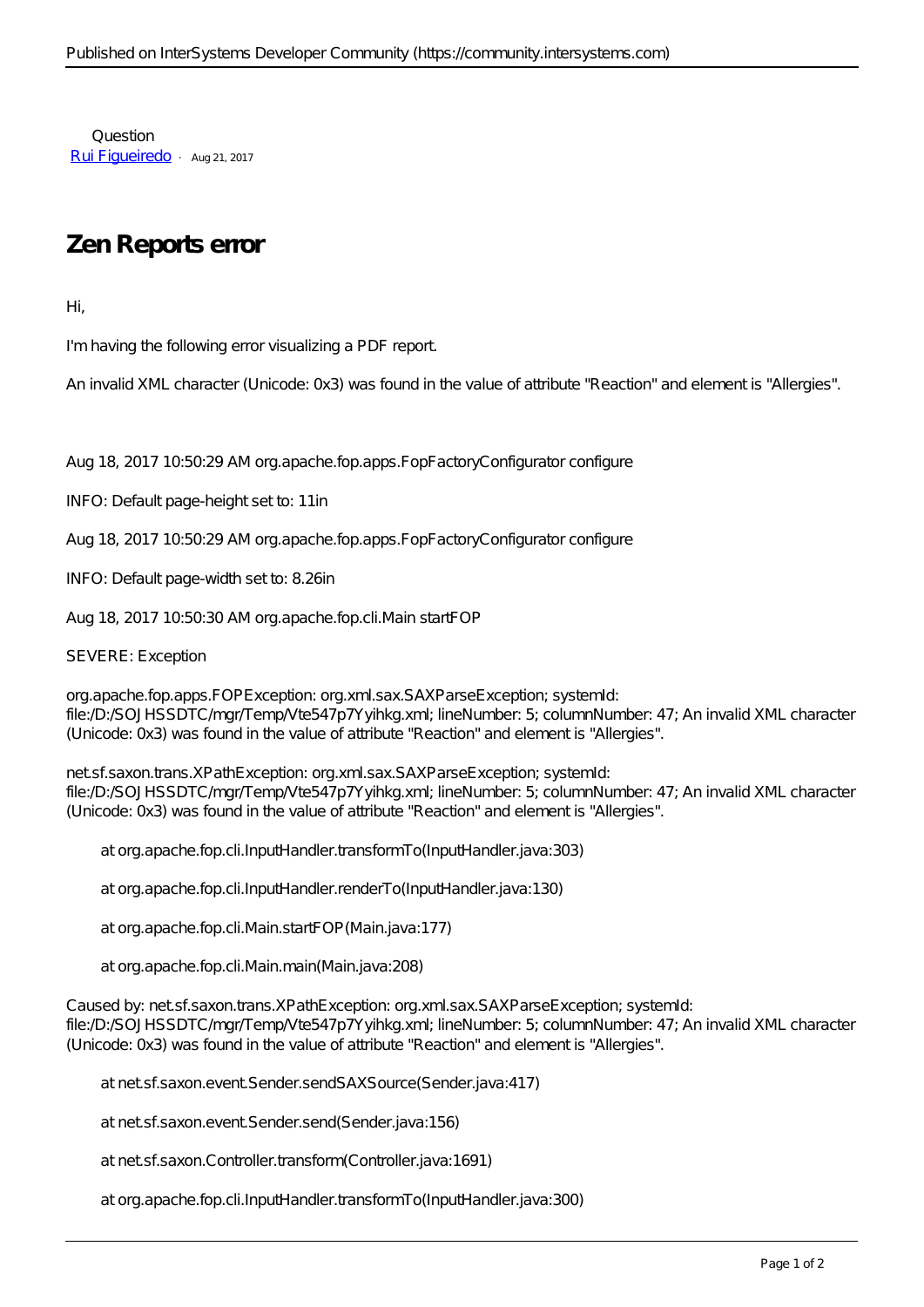Question

[Rui Figueiredo](#) · Aug 21, 2017

# Zen Reports error

Hi,

I'm having the following error visualizing a PDF report.

An invalid XML character (Unicode: 0x3) was found in the value of attribute "Reaction" and element is "Allergies".

Aug 18, 2017 10:50:29 AM org.apache.fop.apps.FopFactoryConfigurator configure

INFO: Default page-height set to: 11in

Aug 18, 2017 10:50:29 AM org.apache.fop.apps.FopFactoryConfigurator configure

INFO: Default page-width set to: 8.26in

Aug 18, 2017 10:50:30 AM org.apache.fop.cli.Main startFOP

SEVERE: Exception

org.apache.fop.apps.FOPException: org.xml.sax.SAXParseException; systemId: file:/D:/SOJHSSDTC/mgr/Temp/Vte547p7Yyihkg.xml; lineNumber: 5; columnNumber: 47; An invalid XML character (Unicode: 0x3) was found in the value of attribute "Reaction" and element is "Allergies".

net.sf.saxon.trans.XPathException: org.xml.sax.SAXParseException; systemId: file:/D:/SOJHSSDTC/mgr/Temp/Vte547p7Yyihkg.xml; lineNumber: 5; columnNumber: 47; An invalid XML character (Unicode: 0x3) was found in the value of attribute "Reaction" and element is "Allergies".

at org.apache.fop.cli.InputHandler.transformTo(InputHandler.java:303)

at org.apache.fop.cli.InputHandler.renderTo(InputHandler.java:130)

at org.apache.fop.cli.Main.startFOP(Main.java:177)

at org.apache.fop.cli.Main.main(Main.java:208)

Caused by: net.sf.saxon.trans.XPathException: org.xml.sax.SAXParseException; systemId: file:/D:/SOJHSSDTC/mgr/Temp/Vte547p7Yyihkg.xml; lineNumber: 5; columnNumber: 47; An invalid XML character (Unicode: 0x3) was found in the value of attribute "Reaction" and element is "Allergies".

at net.sf.saxon.event.Sender.sendSAXSource(Sender.java:417)

at net.sf.saxon.event.Sender.send(Sender.java:156)

at net.sf.saxon.Controller.transform(Controller.java:1691)

at org.apache.fop.cli.InputHandler.transformTo(InputHandler.java:300)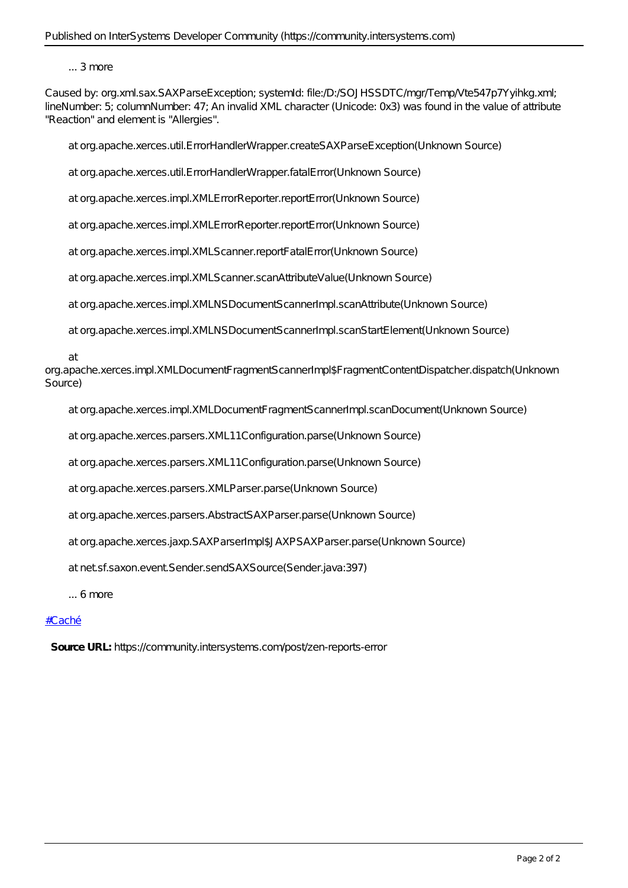```
    ... 3 more

Caused by: org.xml.sax.SAXParseException; systemId: file:/D:/SOJHSSDTC/mgr/Temp/Vte547p7Yyihkg.xml; lineNumber: 5; columnNumber: 47; An invalid XML character (Unicode: 0x3) was found in the value of attribute "Reaction" and element is "Allergies".

    at org.apache.xerces.util.ErrorHandlerWrapper.createSAXParseException(Unknown Source)

    at org.apache.xerces.util.ErrorHandlerWrapper.fatalError(Unknown Source)

    at org.apache.xerces.impl.XMLErrorReporter.reportError(Unknown Source)

    at org.apache.xerces.impl.XMLErrorReporter.reportError(Unknown Source)

    at org.apache.xerces.impl.XMLScanner.reportFatalError(Unknown Source)

    at org.apache.xerces.impl.XMLScanner.scanAttributeValue(Unknown Source)

    at org.apache.xerces.impl.XMLNSDocumentScannerImpl.scanAttribute(Unknown Source)

    at org.apache.xerces.impl.XMLNSDocumentScannerImpl.scanStartElement(Unknown Source)

    at org.apache.xerces.impl.XMLDocumentFragmentScannerImpl$FragmentContentDispatcher.dispatch(Unknown Source)

    at org.apache.xerces.impl.XMLDocumentFragmentScannerImpl.scanDocument(Unknown Source)

    at org.apache.xerces.parsers.XML11Configuration.parse(Unknown Source)

    at org.apache.xerces.parsers.XML11Configuration.parse(Unknown Source)

    at org.apache.xerces.parsers.XMLParser.parse(Unknown Source)

    at org.apache.xerces.parsers.AbstractSAXParser.parse(Unknown Source)

    at org.apache.xerces.jaxp.SAXParserImpl$JAXPSAXParser.parse(Unknown Source)

    at net.sf.saxon.event.Sender.sendSAXSource(Sender.java:397)

    ... 6 more
```

#Caché

**Source URL:** https://community.intersystems.com/post/zen-reports-error